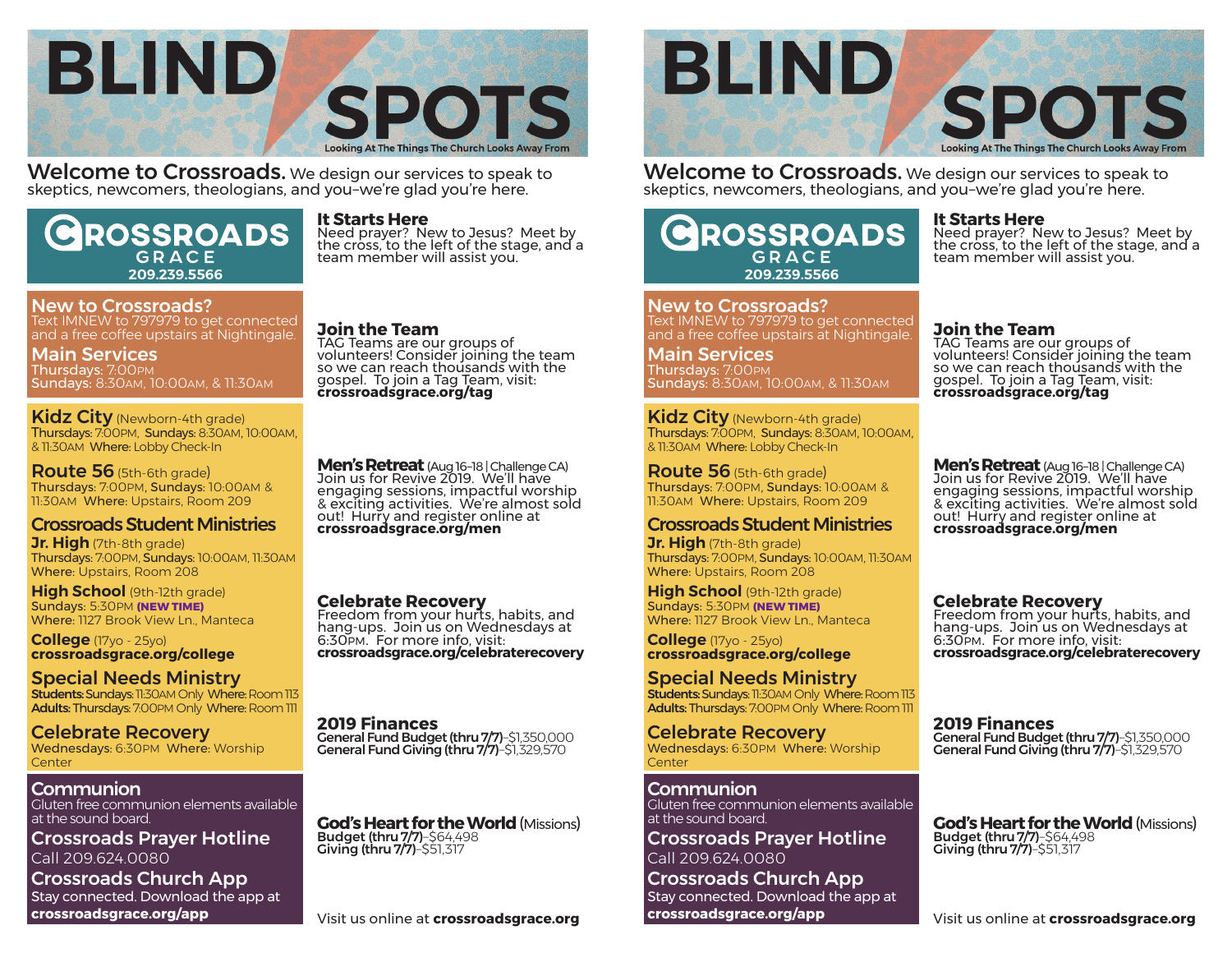# BLIND SPOTS

Looking At The Things The Church Looks Away From

**Welcome to Crossroads.** We design our services to speak to skeptics, newcomers, theologians, and you–we're glad you're here.

**CROSSROADS GRACE**
209.239.5566

## New to Crossroads?
Text IMNEW to 797979 to get connected and a free coffee upstairs at Nightingale.

## Main Services
Thursdays: 7:00PM
Sundays: 8:30AM, 10:00AM, & 11:30AM

## Kidz City (Newborn-4th grade)
**Thursdays:** 7:00PM, **Sundays:** 8:30AM, 10:00AM, & 11:30AM **Where:** Lobby Check-In

## Route 56 (5th-6th grade)
Thursdays: 7:00PM, Sundays: 10:00AM & 11:30AM Where: Upstairs, Room 209

## Crossroads Student Ministries

**Jr. High** (7th-8th grade)
**Thursdays:** 7:00PM, **Sundays:** 10:00AM, 11:30AM
Where: Upstairs, Room 208

**High School** (9th-12th grade)
Sundays: 5:30PM **(NEW TIME)**
Where: 1127 Brook View Ln., Manteca

**College** (17yo - 25yo)
**crossroadsgrace.org/college**

## Special Needs Ministry
**Students:** Sundays: 11:30AM Only **Where:** Room 113
**Adults:** Thursdays: 7:00PM Only **Where:** Room 111

## Celebrate Recovery
Wednesdays: 6:30PM Where: Worship Center

## Communion
Gluten free communion elements available at the sound board.

## Crossroads Prayer Hotline
Call 209.624.0080

## Crossroads Church App
Stay connected. Download the app at **crossroadsgrace.org/app**

## It Starts Here
Need prayer? New to Jesus? Meet by the cross, to the left of the stage, and a team member will assist you.

## Join the Team
TAG Teams are our groups of volunteers! Consider joining the team so we can reach thousands with the gospel. To join a Tag Team, visit: **crossroadsgrace.org/tag**

## Men's Retreat (Aug 16–18 | Challenge CA)
Join us for Revive 2019. We'll have engaging sessions, impactful worship & exciting activities. We're almost sold out! Hurry and register online at **crossroadsgrace.org/men**

## Celebrate Recovery
Freedom from your hurts, habits, and hang-ups. Join us on Wednesdays at 6:30PM. For more info, visit: **crossroadsgrace.org/celebraterecovery**

## 2019 Finances
**General Fund Budget (thru 7/7)**–$1,350,000
**General Fund Giving (thru 7/7)**–$1,329,570

## God's Heart for the World (Missions)
**Budget (thru 7/7)**–$64,498
**Giving (thru 7/7)**–$51,317

Visit us online at **crossroadsgrace.org**

---

# BLIND SPOTS

Looking At The Things The Church Looks Away From

**Welcome to Crossroads.** We design our services to speak to skeptics, newcomers, theologians, and you–we're glad you're here.

**CROSSROADS GRACE**
209.239.5566

## New to Crossroads?
Text IMNEW to 797979 to get connected and a free coffee upstairs at Nightingale.

## Main Services
Thursdays: 7:00PM
Sundays: 8:30AM, 10:00AM, & 11:30AM

## Kidz City (Newborn-4th grade)
**Thursdays:** 7:00PM, **Sundays:** 8:30AM, 10:00AM, & 11:30AM **Where:** Lobby Check-In

## Route 56 (5th-6th grade)
Thursdays: 7:00PM, Sundays: 10:00AM & 11:30AM Where: Upstairs, Room 209

## Crossroads Student Ministries

**Jr. High** (7th-8th grade)
**Thursdays:** 7:00PM, **Sundays:** 10:00AM, 11:30AM
Where: Upstairs, Room 208

**High School** (9th-12th grade)
Sundays: 5:30PM **(NEW TIME)**
Where: 1127 Brook View Ln., Manteca

**College** (17yo - 25yo)
**crossroadsgrace.org/college**

## Special Needs Ministry
**Students:** Sundays: 11:30AM Only **Where:** Room 113
**Adults:** Thursdays: 7:00PM Only **Where:** Room 111

## Celebrate Recovery
Wednesdays: 6:30PM Where: Worship Center

## Communion
Gluten free communion elements available at the sound board.

## Crossroads Prayer Hotline
Call 209.624.0080

## Crossroads Church App
Stay connected. Download the app at **crossroadsgrace.org/app**

## It Starts Here
Need prayer? New to Jesus? Meet by the cross, to the left of the stage, and a team member will assist you.

## Join the Team
TAG Teams are our groups of volunteers! Consider joining the team so we can reach thousands with the gospel. To join a Tag Team, visit: **crossroadsgrace.org/tag**

## Men's Retreat (Aug 16–18 | Challenge CA)
Join us for Revive 2019. We'll have engaging sessions, impactful worship & exciting activities. We're almost sold out! Hurry and register online at **crossroadsgrace.org/men**

## Celebrate Recovery
Freedom from your hurts, habits, and hang-ups. Join us on Wednesdays at 6:30PM. For more info, visit: **crossroadsgrace.org/celebraterecovery**

## 2019 Finances
**General Fund Budget (thru 7/7)**–$1,350,000
**General Fund Giving (thru 7/7)**–$1,329,570

## God's Heart for the World (Missions)
**Budget (thru 7/7)**–$64,498
**Giving (thru 7/7)**–$51,317

Visit us online at **crossroadsgrace.org**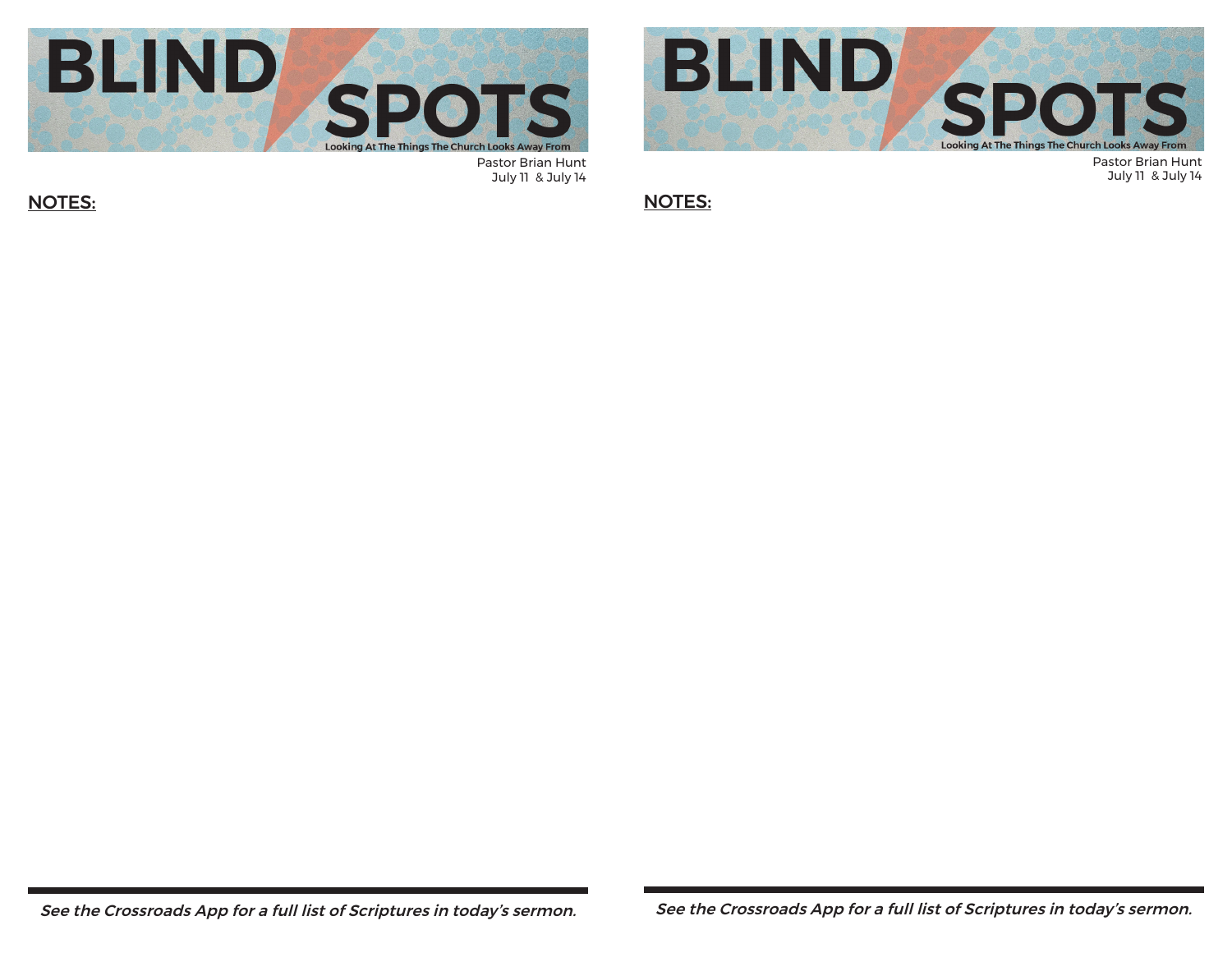# BLIND SPOTS

Looking At The Things The Church Looks Away From

Pastor Brian Hunt
July 11 & July 14

**NOTES:**

*See the Crossroads App for a full list of Scriptures in today's sermon.*

# BLIND SPOTS

Looking At The Things The Church Looks Away From

Pastor Brian Hunt
July 11 & July 14

**NOTES:**

*See the Crossroads App for a full list of Scriptures in today's sermon.*